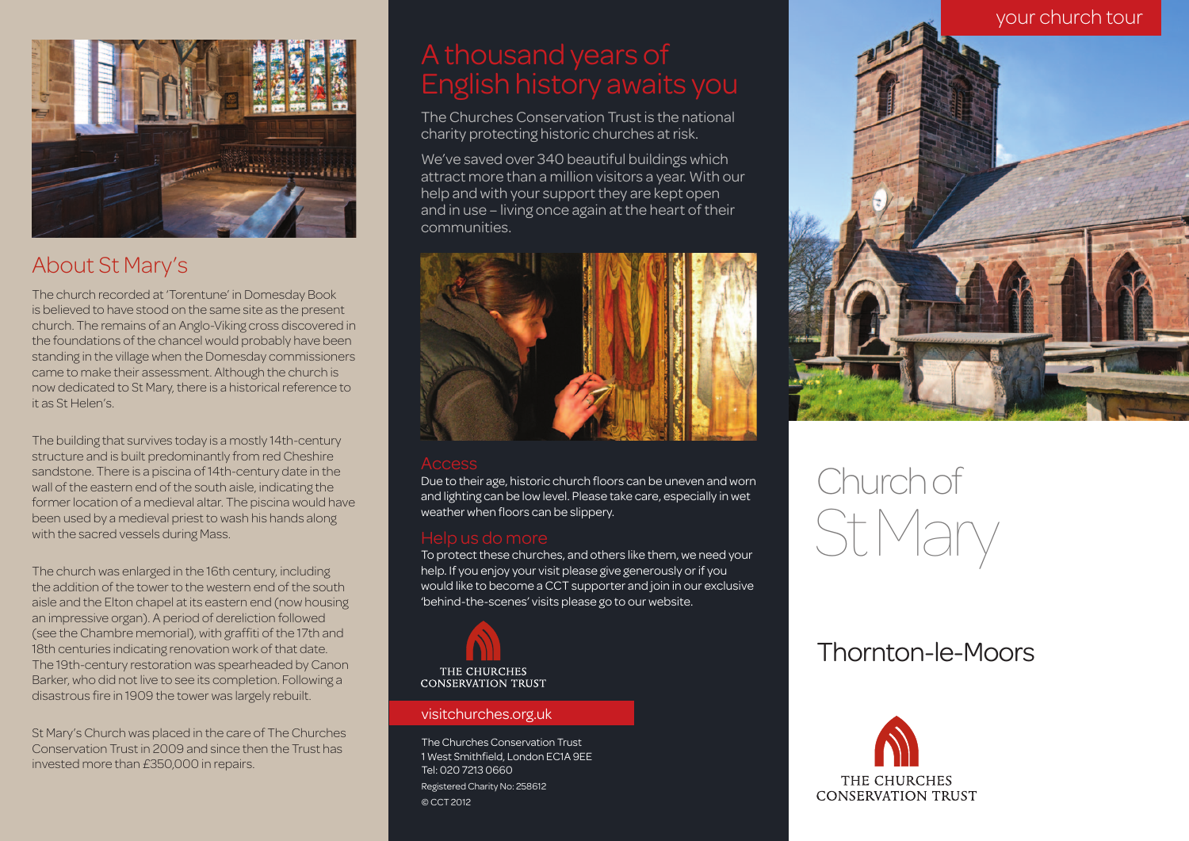## About St Mary's

The church recorded at 'Torentune' in Domesday Book is believed to have stood on the same site as the present church. The remains of an Anglo-Viking cross discovered in the foundations of the chancel would probably have been standing in the village when the Domesday commissioners came to make their assessment. Although the church is now dedicated to St Mary, there is a historical reference to it as St Helen's.

The building that survives today is a mostly 14th-century structure and is built predominantly from red Cheshire sandstone. There is a piscina of 14th-century date in the wall of the eastern end of the south aisle, indicating the former location of a medieval altar. The piscina would have been used by a medieval priest to wash his hands along with the sacred vessels during Mass.

The church was enlarged in the 16th century, including the addition of the tower to the western end of the south aisle and the Elton chapel at its eastern end (now housing an impressive organ). A period of dereliction followed (see the Chambre memorial), with graffiti of the 17th and 18th centuries indicating renovation work of that date. The 19th-century restoration was spearheaded by Canon Barker, who did not live to see its completion. Following a disastrous fire in 1909 the tower was largely rebuilt.

St Mary's Church was placed in the care of The Churches Conservation Trust in 2009 and since then the Trust has invested more than £350,000 in repairs.

## A thousand years of English history awaits you

The Churches Conservation Trust is the national charity protecting historic churches at risk.

We've saved over 340 beautiful buildings which attract more than a million visitors a year. With our help and with your support they are kept open and in use – living once again at the heart of their communities.

### Access

Due to their age, historic church floors can be uneven and worn and lighting can be low level. Please take care, especially in wet weather when floors can be slippery.

### Help us do more

To protect these churches, and others like them, we need your help. If you enjoy your visit please give generously or if you would like to become a CCT supporter and join in our exclusive 'behind-the-scenes' visits please go to our website.

THE CHURCHES CONSERVATION TRUST

visitchurches.org.uk

The Churches Conservation Trust
1 West Smithfield, London EC1A 9EE
Tel: 020 7213 0660

Registered Charity No: 258612

© CCT 2012

your church tour

# Church of St Mary

## Thornton-le-Moors

THE CHURCHES CONSERVATION TRUST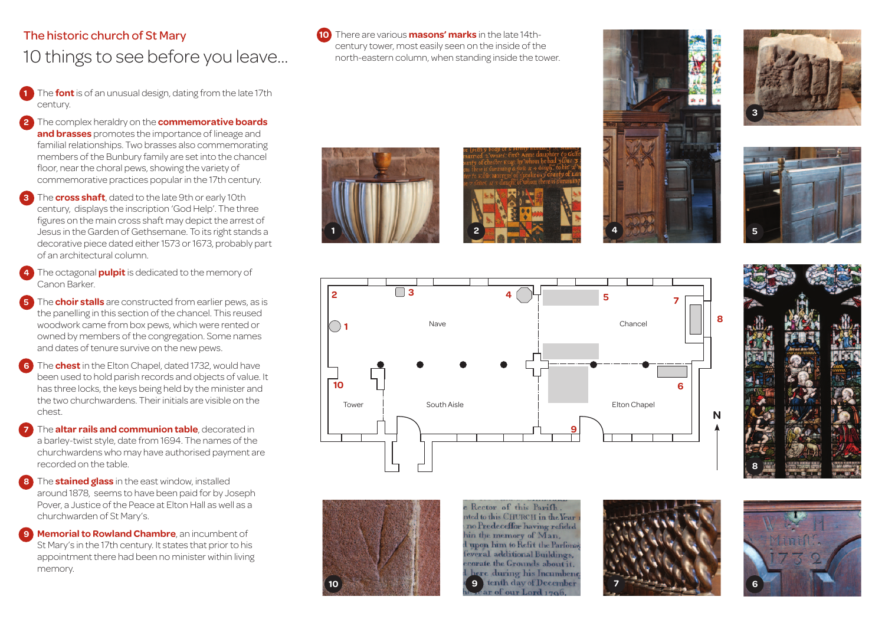## The historic church of St Mary

# 10 things to see before you leave...

1. The **font** is of an unusual design, dating from the late 17th century.
2. The complex heraldry on the **commemorative boards and brasses** promotes the importance of lineage and familial relationships. Two brasses also commemorating members of the Bunbury family are set into the chancel floor, near the choral pews, showing the variety of commemorative practices popular in the 17th century.
3. The **cross shaft**, dated to the late 9th or early 10th century, displays the inscription 'God Help'. The three figures on the main cross shaft may depict the arrest of Jesus in the Garden of Gethsemane. To its right stands a decorative piece dated either 1573 or 1673, probably part of an architectural column.
4. The octagonal **pulpit** is dedicated to the memory of Canon Barker.
5. The **choir stalls** are constructed from earlier pews, as is the panelling in this section of the chancel. This reused woodwork came from box pews, which were rented or owned by members of the congregation. Some names and dates of tenure survive on the new pews.
6. The **chest** in the Elton Chapel, dated 1732, would have been used to hold parish records and objects of value. It has three locks, the keys being held by the minister and the two churchwardens. Their initials are visible on the chest.
7. The **altar rails and communion table**, decorated in a barley-twist style, date from 1694. The names of the churchwardens who may have authorised payment are recorded on the table.
8. The **stained glass** in the east window, installed around 1878, seems to have been paid for by Joseph Pover, a Justice of the Peace at Elton Hall as well as a churchwarden of St Mary's.
9. **Memorial to Rowland Chambre**, an incumbent of St Mary's in the 17th century. It states that prior to his appointment there had been no minister within living memory.
10. There are various **masons' marks** in the late 14th-century tower, most easily seen on the inside of the north-eastern column, when standing inside the tower.

Tower
South Aisle
Nave
Chancel
Elton Chapel
N